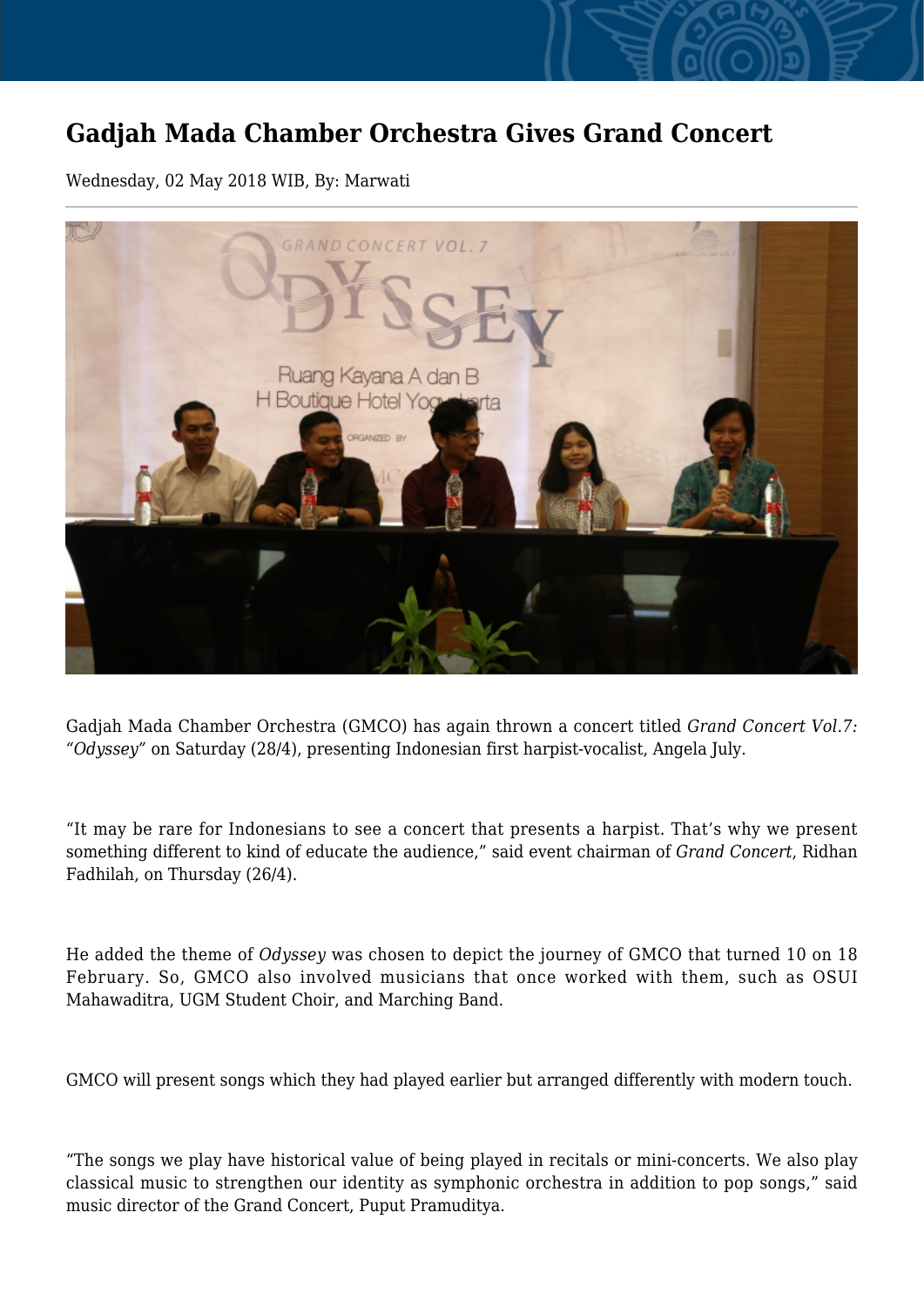# Gadjah Mada Chamber Orchestra Gives Grand Concert

Wednesday, 02 May 2018 WIB, By: Marwati

Gadjah Mada Chamber Orchestra (GMCO) has again thrown a concert titled *Grand Concert Vol.7: "Odyssey"* on Saturday (28/4), presenting Indonesian first harpist-vocalist, Angela July.

"It may be rare for Indonesians to see a concert that presents a harpist. That's why we present something different to kind of educate the audience," said event chairman of *Grand Concert*, Ridhan Fadhilah, on Thursday (26/4).

He added the theme of *Odyssey* was chosen to depict the journey of GMCO that turned 10 on 18 February. So, GMCO also involved musicians that once worked with them, such as OSUI Mahawaditra, UGM Student Choir, and Marching Band.

GMCO will present songs which they had played earlier but arranged differently with modern touch.

"The songs we play have historical value of being played in recitals or mini-concerts. We also play classical music to strengthen our identity as symphonic orchestra in addition to pop songs," said music director of the Grand Concert, Puput Pramuditya.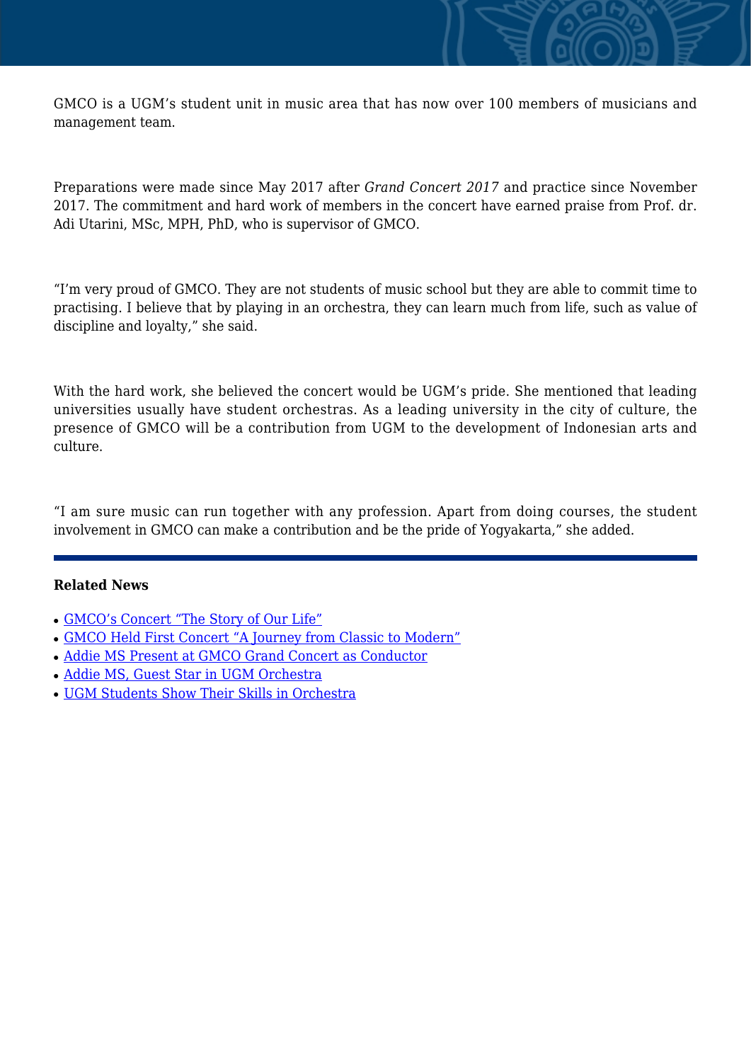GMCO is a UGM's student unit in music area that has now over 100 members of musicians and management team.

Preparations were made since May 2017 after *Grand Concert 2017* and practice since November 2017. The commitment and hard work of members in the concert have earned praise from Prof. dr. Adi Utarini, MSc, MPH, PhD, who is supervisor of GMCO.

"I'm very proud of GMCO. They are not students of music school but they are able to commit time to practising. I believe that by playing in an orchestra, they can learn much from life, such as value of discipline and loyalty," she said.

With the hard work, she believed the concert would be UGM's pride. She mentioned that leading universities usually have student orchestras. As a leading university in the city of culture, the presence of GMCO will be a contribution from UGM to the development of Indonesian arts and culture.

"I am sure music can run together with any profession. Apart from doing courses, the student involvement in GMCO can make a contribution and be the pride of Yogyakarta," she added.

---

**Related News**

- GMCO's Concert "The Story of Our Life"
- GMCO Held First Concert "A Journey from Classic to Modern"
- Addie MS Present at GMCO Grand Concert as Conductor
- Addie MS, Guest Star in UGM Orchestra
- UGM Students Show Their Skills in Orchestra